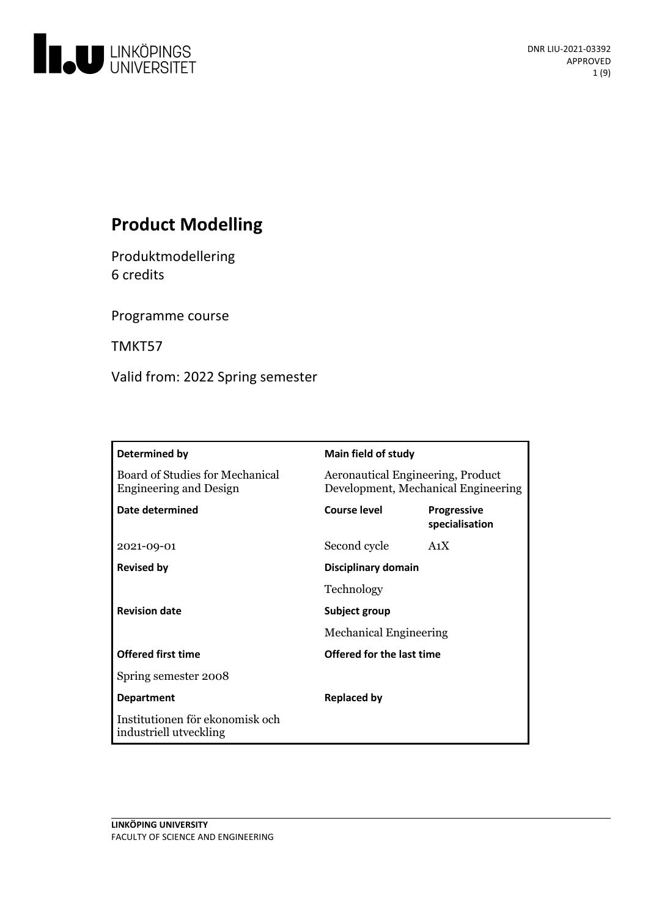# Product Modelling

Produktmodellering
6 credits

Programme course

TMKT57

Valid from: 2022 Spring semester

| Determined by | Main field of study | |
|---|---|---|
| Board of Studies for Mechanical Engineering and Design | Aeronautical Engineering, Product Development, Mechanical Engineering | |
| **Date determined** | **Course level** | **Progressive specialisation** |
| 2021-09-01 | Second cycle | A1X |
| **Revised by** | **Disciplinary domain** | |
| | Technology | |
| **Revision date** | **Subject group** | |
| | Mechanical Engineering | |
| **Offered first time** | **Offered for the last time** | |
| Spring semester 2008 | | |
| **Department** | **Replaced by** | |
| Institutionen för ekonomisk och industriell utveckling | | |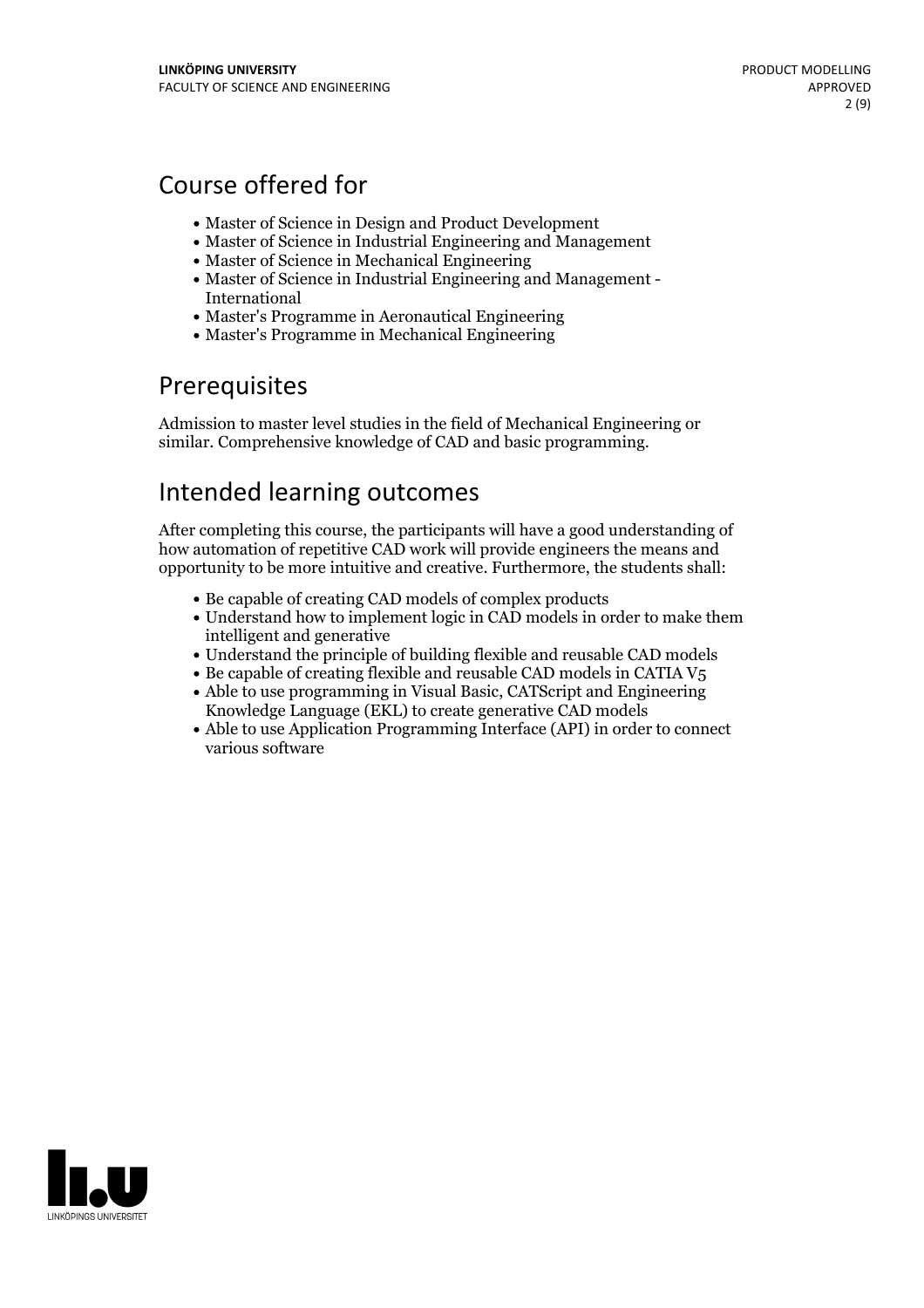## Course offered for

- Master of Science in Design and Product Development
- Master of Science in Industrial Engineering and Management
- Master of Science in Mechanical Engineering
- Master of Science in Industrial Engineering and Management - International
- Master's Programme in Aeronautical Engineering
- Master's Programme in Mechanical Engineering

## Prerequisites

Admission to master level studies in the field of Mechanical Engineering or similar. Comprehensive knowledge of CAD and basic programming.

## Intended learning outcomes

After completing this course, the participants will have a good understanding of how automation of repetitive CAD work will provide engineers the means and opportunity to be more intuitive and creative. Furthermore, the students shall:

- Be capable of creating CAD models of complex products
- Understand how to implement logic in CAD models in order to make them intelligent and generative
- Understand the principle of building flexible and reusable CAD models
- Be capable of creating flexible and reusable CAD models in CATIA V5
- Able to use programming in Visual Basic, CATScript and Engineering Knowledge Language (EKL) to create generative CAD models
- Able to use Application Programming Interface (API) in order to connect various software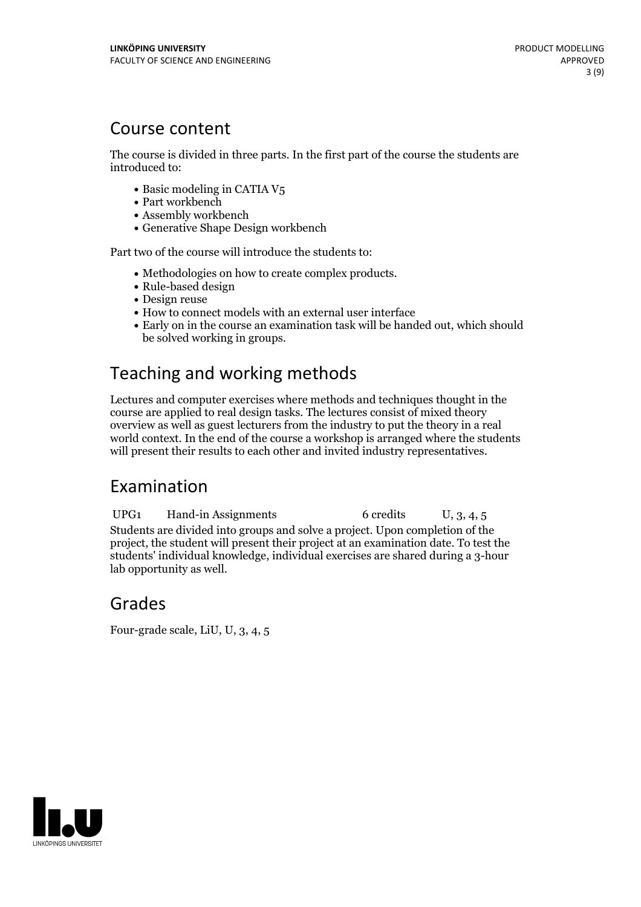## Course content

The course is divided in three parts. In the first part of the course the students are introduced to:

- Basic modeling in CATIA V5
- Part workbench
- Assembly workbench
- Generative Shape Design workbench

Part two of the course will introduce the students to:

- Methodologies on how to create complex products.
- Rule-based design
- Design reuse
- How to connect models with an external user interface
- Early on in the course an examination task will be handed out, which should be solved working in groups.

## Teaching and working methods

Lectures and computer exercises where methods and techniques thought in the course are applied to real design tasks. The lectures consist of mixed theory overview as well as guest lecturers from the industry to put the theory in a real world context. In the end of the course a workshop is arranged where the students will present their results to each other and invited industry representatives.

## Examination

| UPG1 | Hand-in Assignments | 6 credits | U, 3, 4, 5 |
|---|---|---|---|

Students are divided into groups and solve a project. Upon completion of the project, the student will present their project at an examination date. To test the students' individual knowledge, individual exercises are shared during a 3-hour lab opportunity as well.

## Grades

Four-grade scale, LiU, U, 3, 4, 5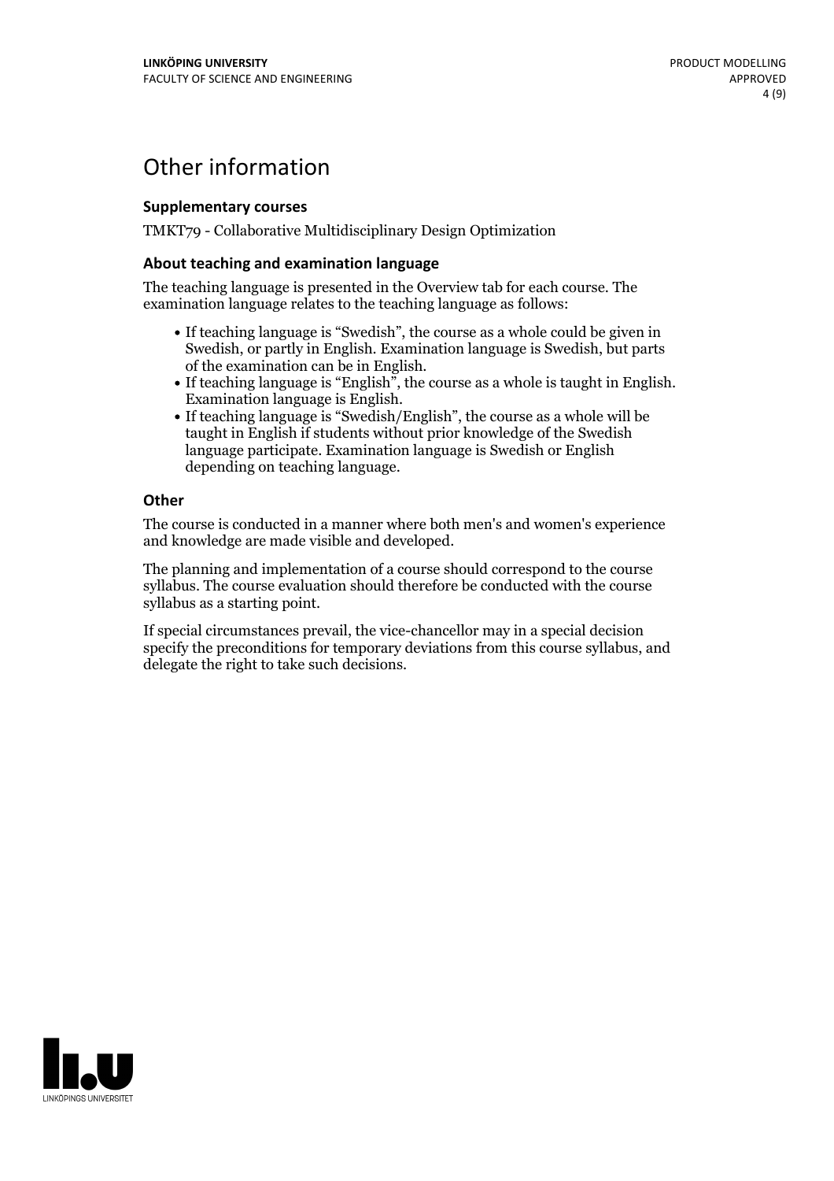# Other information

### Supplementary courses

TMKT79 - Collaborative Multidisciplinary Design Optimization

### About teaching and examination language

The teaching language is presented in the Overview tab for each course. The examination language relates to the teaching language as follows:

- If teaching language is "Swedish", the course as a whole could be given in Swedish, or partly in English. Examination language is Swedish, but parts of the examination can be in English.
- If teaching language is "English", the course as a whole is taught in English. Examination language is English.
- If teaching language is "Swedish/English", the course as a whole will be taught in English if students without prior knowledge of the Swedish language participate. Examination language is Swedish or English depending on teaching language.

### Other

The course is conducted in a manner where both men's and women's experience and knowledge are made visible and developed.

The planning and implementation of a course should correspond to the course syllabus. The course evaluation should therefore be conducted with the course syllabus as a starting point.

If special circumstances prevail, the vice-chancellor may in a special decision specify the preconditions for temporary deviations from this course syllabus, and delegate the right to take such decisions.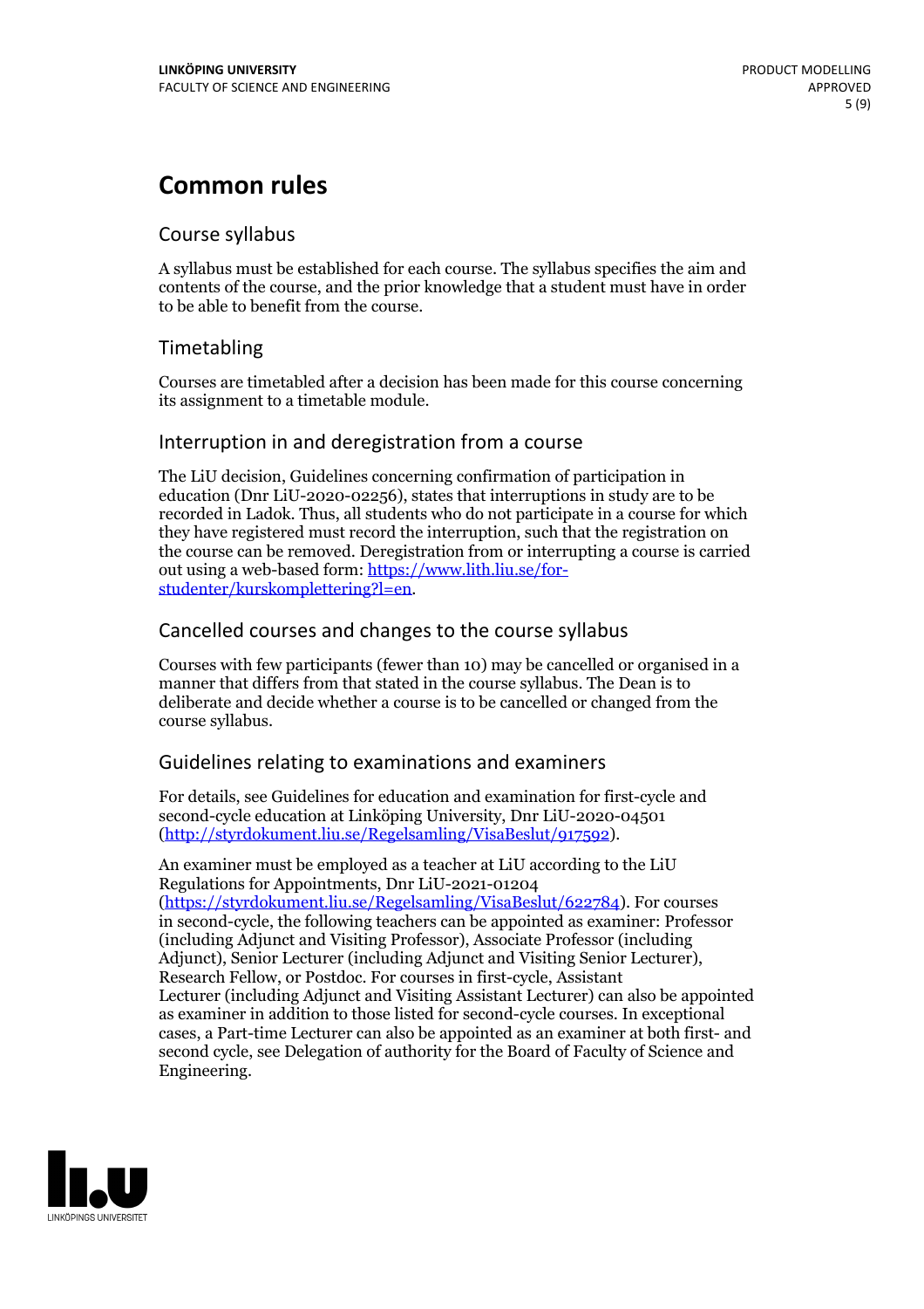# Common rules

## Course syllabus

A syllabus must be established for each course. The syllabus specifies the aim and contents of the course, and the prior knowledge that a student must have in order to be able to benefit from the course.

## Timetabling

Courses are timetabled after a decision has been made for this course concerning its assignment to a timetable module.

## Interruption in and deregistration from a course

The LiU decision, Guidelines concerning confirmation of participation in education (Dnr LiU-2020-02256), states that interruptions in study are to be recorded in Ladok. Thus, all students who do not participate in a course for which they have registered must record the interruption, such that the registration on the course can be removed. Deregistration from or interrupting a course is carried out using a web-based form: https://www.lith.liu.se/for-studenter/kurskomplettering?l=en.

## Cancelled courses and changes to the course syllabus

Courses with few participants (fewer than 10) may be cancelled or organised in a manner that differs from that stated in the course syllabus. The Dean is to deliberate and decide whether a course is to be cancelled or changed from the course syllabus.

## Guidelines relating to examinations and examiners

For details, see Guidelines for education and examination for first-cycle and second-cycle education at Linköping University, Dnr LiU-2020-04501 (http://styrdokument.liu.se/Regelsamling/VisaBeslut/917592).

An examiner must be employed as a teacher at LiU according to the LiU Regulations for Appointments, Dnr LiU-2021-01204 (https://styrdokument.liu.se/Regelsamling/VisaBeslut/622784). For courses in second-cycle, the following teachers can be appointed as examiner: Professor (including Adjunct and Visiting Professor), Associate Professor (including Adjunct), Senior Lecturer (including Adjunct and Visiting Senior Lecturer), Research Fellow, or Postdoc. For courses in first-cycle, Assistant Lecturer (including Adjunct and Visiting Assistant Lecturer) can also be appointed as examiner in addition to those listed for second-cycle courses. In exceptional cases, a Part-time Lecturer can also be appointed as an examiner at both first- and second cycle, see Delegation of authority for the Board of Faculty of Science and Engineering.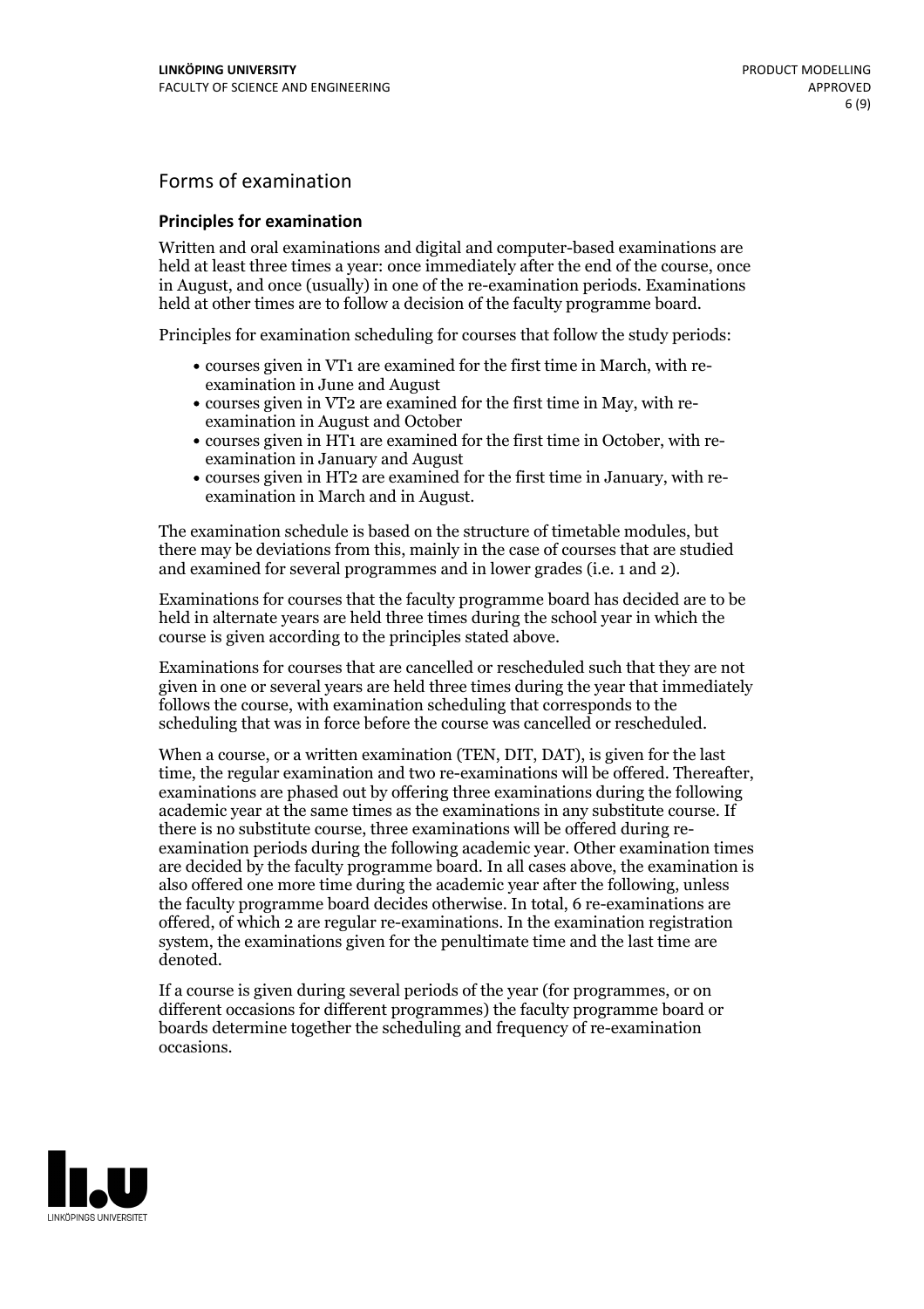## Forms of examination

### Principles for examination

Written and oral examinations and digital and computer-based examinations are held at least three times a year: once immediately after the end of the course, once in August, and once (usually) in one of the re-examination periods. Examinations held at other times are to follow a decision of the faculty programme board.

Principles for examination scheduling for courses that follow the study periods:

- courses given in VT1 are examined for the first time in March, with re-examination in June and August
- courses given in VT2 are examined for the first time in May, with re-examination in August and October
- courses given in HT1 are examined for the first time in October, with re-examination in January and August
- courses given in HT2 are examined for the first time in January, with re-examination in March and in August.

The examination schedule is based on the structure of timetable modules, but there may be deviations from this, mainly in the case of courses that are studied and examined for several programmes and in lower grades (i.e. 1 and 2).

Examinations for courses that the faculty programme board has decided are to be held in alternate years are held three times during the school year in which the course is given according to the principles stated above.

Examinations for courses that are cancelled or rescheduled such that they are not given in one or several years are held three times during the year that immediately follows the course, with examination scheduling that corresponds to the scheduling that was in force before the course was cancelled or rescheduled.

When a course, or a written examination (TEN, DIT, DAT), is given for the last time, the regular examination and two re-examinations will be offered. Thereafter, examinations are phased out by offering three examinations during the following academic year at the same times as the examinations in any substitute course. If there is no substitute course, three examinations will be offered during re-examination periods during the following academic year. Other examination times are decided by the faculty programme board. In all cases above, the examination is also offered one more time during the academic year after the following, unless the faculty programme board decides otherwise. In total, 6 re-examinations are offered, of which 2 are regular re-examinations. In the examination registration system, the examinations given for the penultimate time and the last time are denoted.

If a course is given during several periods of the year (for programmes, or on different occasions for different programmes) the faculty programme board or boards determine together the scheduling and frequency of re-examination occasions.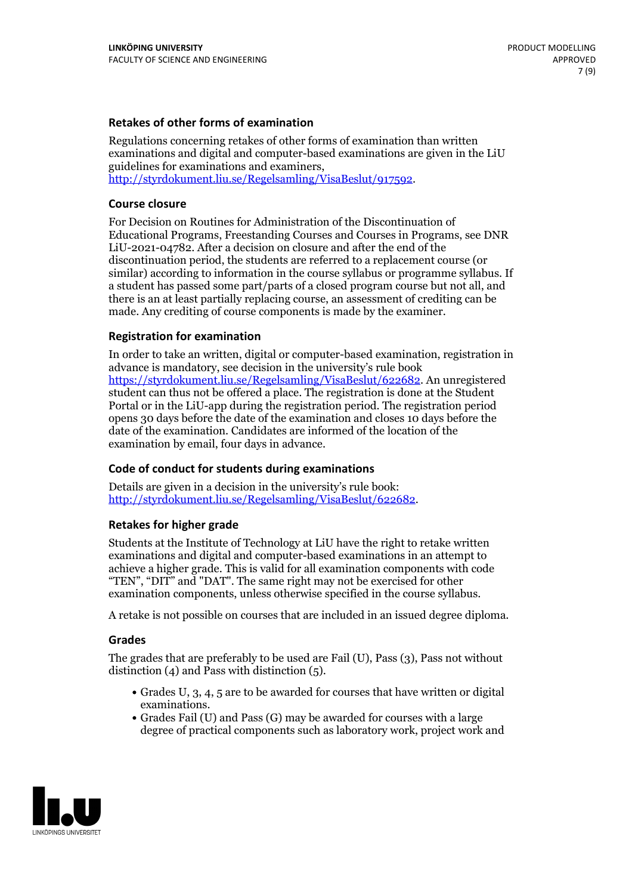### Retakes of other forms of examination

Regulations concerning retakes of other forms of examination than written examinations and digital and computer-based examinations are given in the LiU guidelines for examinations and examiners, http://styrdokument.liu.se/Regelsamling/VisaBeslut/917592.

### Course closure

For Decision on Routines for Administration of the Discontinuation of Educational Programs, Freestanding Courses and Courses in Programs, see DNR LiU-2021-04782. After a decision on closure and after the end of the discontinuation period, the students are referred to a replacement course (or similar) according to information in the course syllabus or programme syllabus. If a student has passed some part/parts of a closed program course but not all, and there is an at least partially replacing course, an assessment of crediting can be made. Any crediting of course components is made by the examiner.

### Registration for examination

In order to take an written, digital or computer-based examination, registration in advance is mandatory, see decision in the university's rule book https://styrdokument.liu.se/Regelsamling/VisaBeslut/622682. An unregistered student can thus not be offered a place. The registration is done at the Student Portal or in the LiU-app during the registration period. The registration period opens 30 days before the date of the examination and closes 10 days before the date of the examination. Candidates are informed of the location of the examination by email, four days in advance.

### Code of conduct for students during examinations

Details are given in a decision in the university's rule book: http://styrdokument.liu.se/Regelsamling/VisaBeslut/622682.

### Retakes for higher grade

Students at the Institute of Technology at LiU have the right to retake written examinations and digital and computer-based examinations in an attempt to achieve a higher grade. This is valid for all examination components with code "TEN", "DIT" and "DAT". The same right may not be exercised for other examination components, unless otherwise specified in the course syllabus.

A retake is not possible on courses that are included in an issued degree diploma.

### Grades

The grades that are preferably to be used are Fail (U), Pass (3), Pass not without distinction (4) and Pass with distinction (5).

- Grades U, 3, 4, 5 are to be awarded for courses that have written or digital examinations.
- Grades Fail (U) and Pass (G) may be awarded for courses with a large degree of practical components such as laboratory work, project work and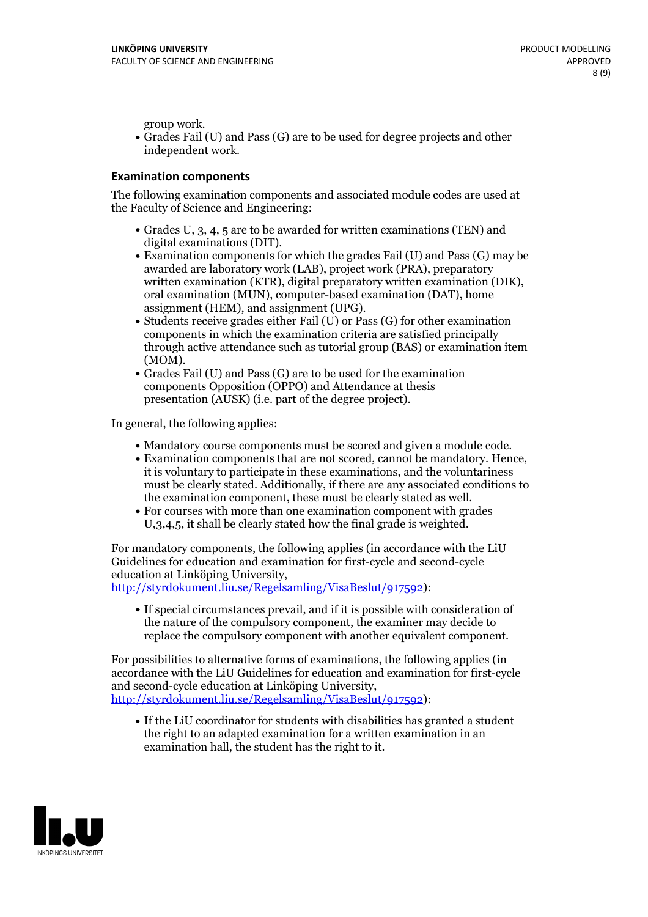group work.

- Grades Fail (U) and Pass (G) are to be used for degree projects and other independent work.

### Examination components

The following examination components and associated module codes are used at the Faculty of Science and Engineering:

- Grades U, 3, 4, 5 are to be awarded for written examinations (TEN) and digital examinations (DIT).
- Examination components for which the grades Fail (U) and Pass (G) may be awarded are laboratory work (LAB), project work (PRA), preparatory written examination (KTR), digital preparatory written examination (DIK), oral examination (MUN), computer-based examination (DAT), home assignment (HEM), and assignment (UPG).
- Students receive grades either Fail (U) or Pass (G) for other examination components in which the examination criteria are satisfied principally through active attendance such as tutorial group (BAS) or examination item (MOM).
- Grades Fail (U) and Pass (G) are to be used for the examination components Opposition (OPPO) and Attendance at thesis presentation (AUSK) (i.e. part of the degree project).

In general, the following applies:

- Mandatory course components must be scored and given a module code.
- Examination components that are not scored, cannot be mandatory. Hence, it is voluntary to participate in these examinations, and the voluntariness must be clearly stated. Additionally, if there are any associated conditions to the examination component, these must be clearly stated as well.
- For courses with more than one examination component with grades U,3,4,5, it shall be clearly stated how the final grade is weighted.

For mandatory components, the following applies (in accordance with the LiU Guidelines for education and examination for first-cycle and second-cycle education at Linköping University, http://styrdokument.liu.se/Regelsamling/VisaBeslut/917592):

- If special circumstances prevail, and if it is possible with consideration of the nature of the compulsory component, the examiner may decide to replace the compulsory component with another equivalent component.

For possibilities to alternative forms of examinations, the following applies (in accordance with the LiU Guidelines for education and examination for first-cycle and second-cycle education at Linköping University, http://styrdokument.liu.se/Regelsamling/VisaBeslut/917592):

- If the LiU coordinator for students with disabilities has granted a student the right to an adapted examination for a written examination in an examination hall, the student has the right to it.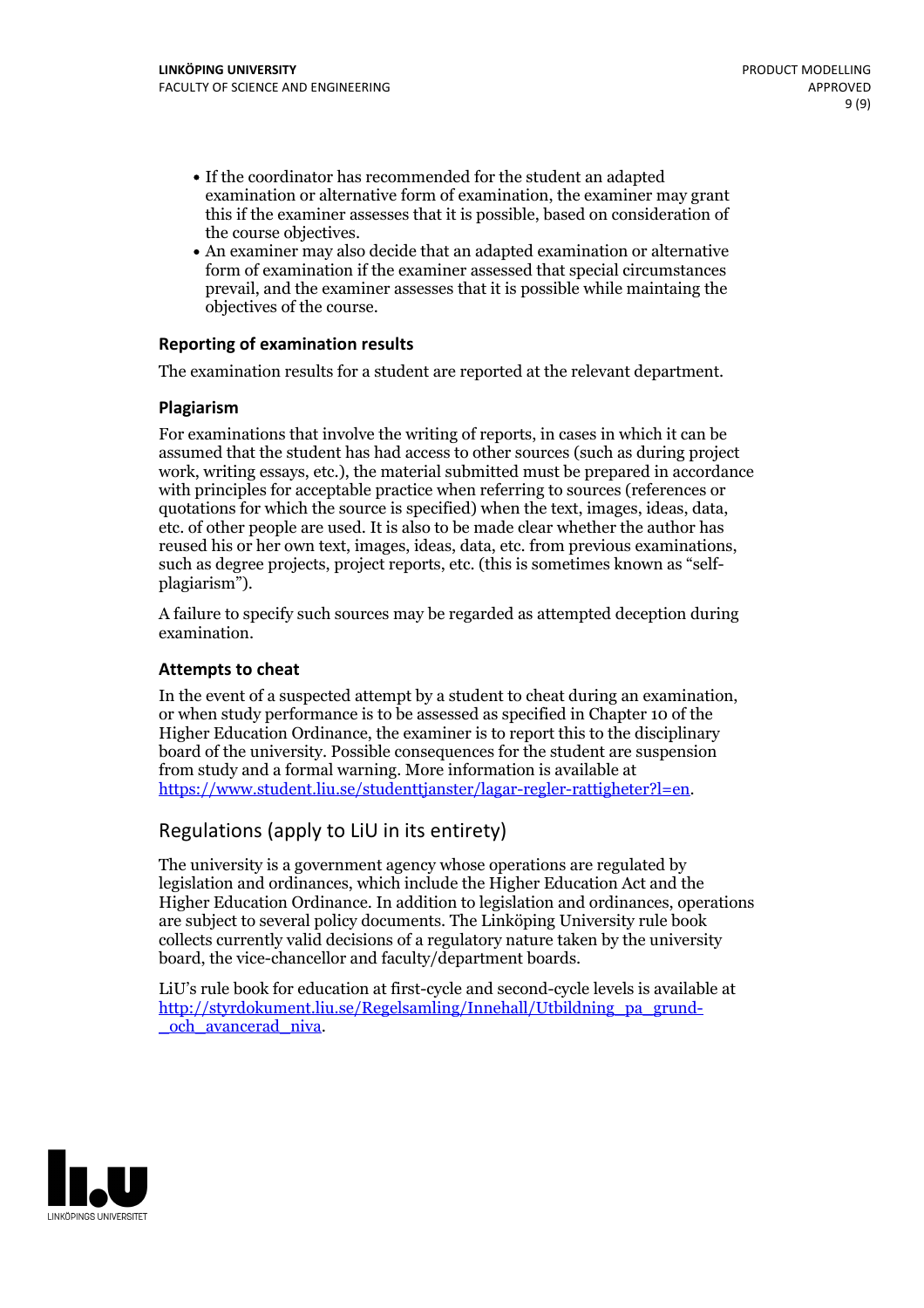- If the coordinator has recommended for the student an adapted examination or alternative form of examination, the examiner may grant this if the examiner assesses that it is possible, based on consideration of the course objectives.
- An examiner may also decide that an adapted examination or alternative form of examination if the examiner assessed that special circumstances prevail, and the examiner assesses that it is possible while maintaing the objectives of the course.

### Reporting of examination results

The examination results for a student are reported at the relevant department.

### Plagiarism

For examinations that involve the writing of reports, in cases in which it can be assumed that the student has had access to other sources (such as during project work, writing essays, etc.), the material submitted must be prepared in accordance with principles for acceptable practice when referring to sources (references or quotations for which the source is specified) when the text, images, ideas, data, etc. of other people are used. It is also to be made clear whether the author has reused his or her own text, images, ideas, data, etc. from previous examinations, such as degree projects, project reports, etc. (this is sometimes known as "self-plagiarism").

A failure to specify such sources may be regarded as attempted deception during examination.

### Attempts to cheat

In the event of a suspected attempt by a student to cheat during an examination, or when study performance is to be assessed as specified in Chapter 10 of the Higher Education Ordinance, the examiner is to report this to the disciplinary board of the university. Possible consequences for the student are suspension from study and a formal warning. More information is available at https://www.student.liu.se/studenttjanster/lagar-regler-rattigheter?l=en.

## Regulations (apply to LiU in its entirety)

The university is a government agency whose operations are regulated by legislation and ordinances, which include the Higher Education Act and the Higher Education Ordinance. In addition to legislation and ordinances, operations are subject to several policy documents. The Linköping University rule book collects currently valid decisions of a regulatory nature taken by the university board, the vice-chancellor and faculty/department boards.

LiU's rule book for education at first-cycle and second-cycle levels is available at http://styrdokument.liu.se/Regelsamling/Innehall/Utbildning_pa_grund-_och_avancerad_niva.